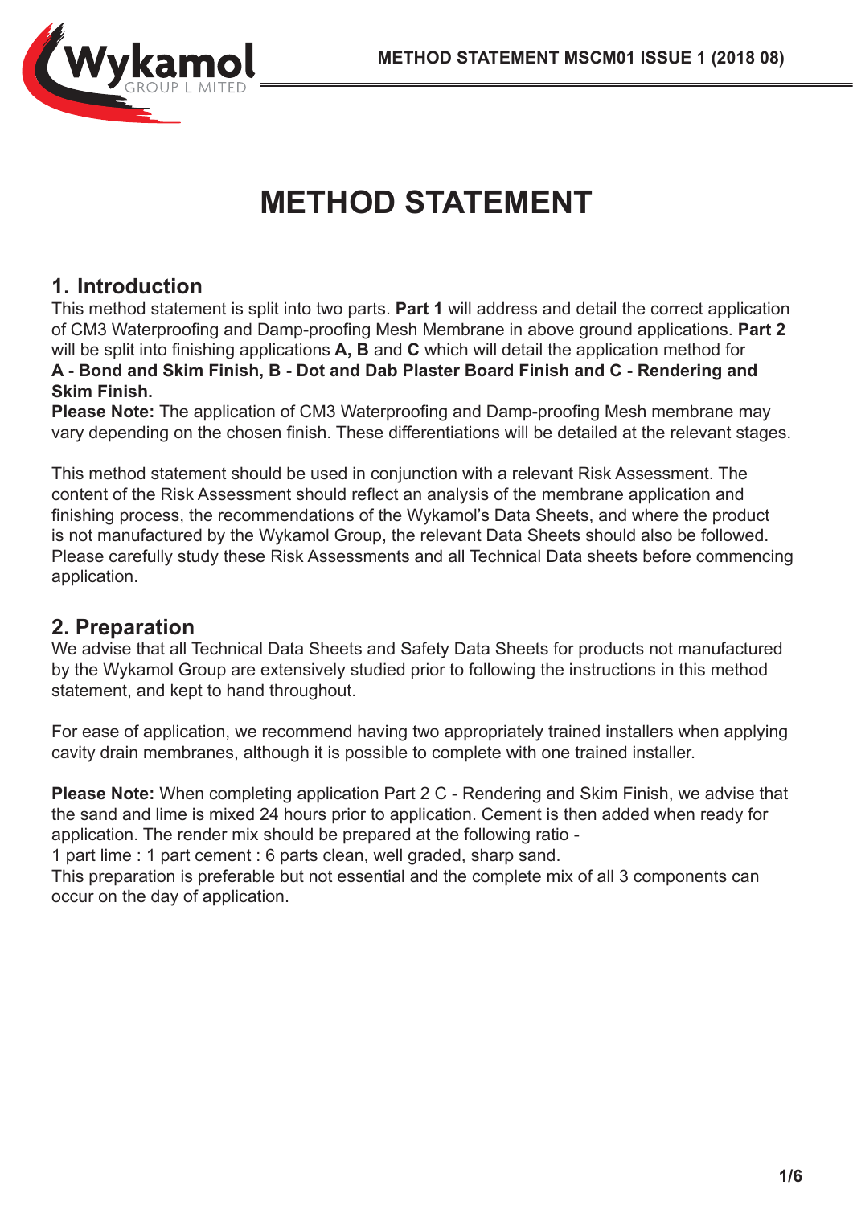# METHOD STATEMENT

## 1. Introduction

This method statement is split into two parts. **Part 1** will address and detail the correct application of CM3 Waterproofing and Damp-proofing Mesh Membrane in above ground applications. **Part 2** will be split into finishing applications **A, B** and **C** which will detail the application method for **A - Bond and Skim Finish, B - Dot and Dab Plaster Board Finish and C - Rendering and Skim Finish.**

**Please Note:** The application of CM3 Waterproofing and Damp-proofing Mesh membrane may vary depending on the chosen finish. These differentiations will be detailed at the relevant stages.

This method statement should be used in conjunction with a relevant Risk Assessment. The content of the Risk Assessment should reflect an analysis of the membrane application and finishing process, the recommendations of the Wykamol's Data Sheets, and where the product is not manufactured by the Wykamol Group, the relevant Data Sheets should also be followed. Please carefully study these Risk Assessments and all Technical Data sheets before commencing application.

## 2. Preparation

We advise that all Technical Data Sheets and Safety Data Sheets for products not manufactured by the Wykamol Group are extensively studied prior to following the instructions in this method statement, and kept to hand throughout.

For ease of application, we recommend having two appropriately trained installers when applying cavity drain membranes, although it is possible to complete with one trained installer.

**Please Note:** When completing application Part 2 C - Rendering and Skim Finish, we advise that the sand and lime is mixed 24 hours prior to application. Cement is then added when ready for application. The render mix should be prepared at the following ratio -
1 part lime : 1 part cement : 6 parts clean, well graded, sharp sand.
This preparation is preferable but not essential and the complete mix of all 3 components can occur on the day of application.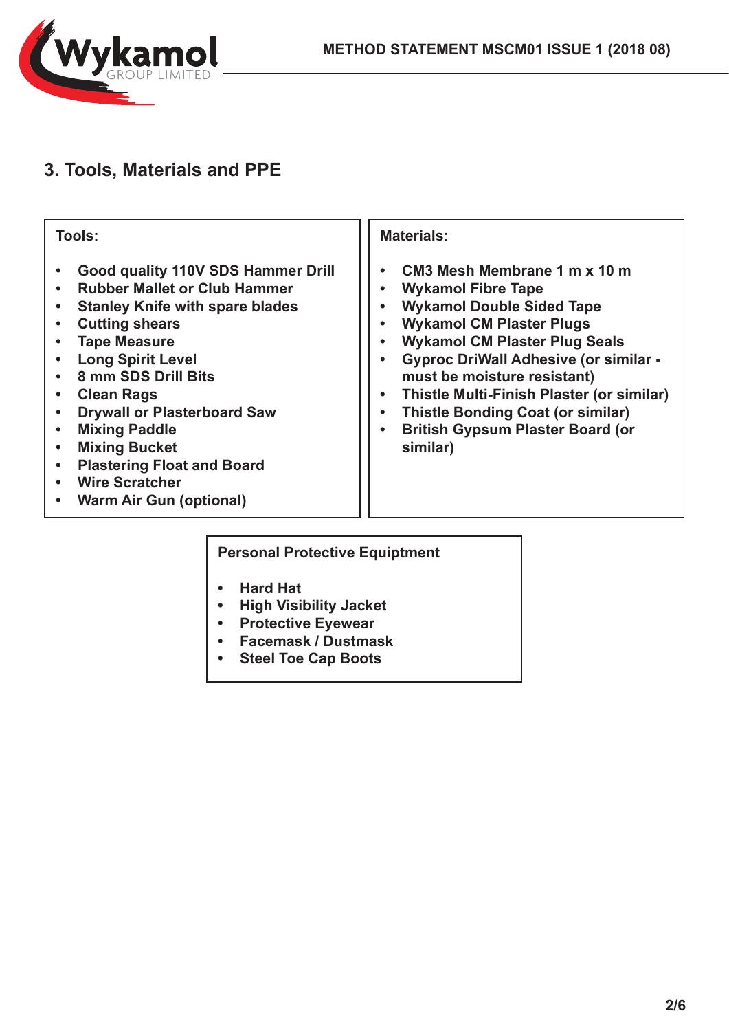## 3. Tools, Materials and PPE

**Tools:**

- Good quality 110V SDS Hammer Drill
- Rubber Mallet or Club Hammer
- Stanley Knife with spare blades
- Cutting shears
- Tape Measure
- Long Spirit Level
- 8 mm SDS Drill Bits
- Clean Rags
- Drywall or Plasterboard Saw
- Mixing Paddle
- Mixing Bucket
- Plastering Float and Board
- Wire Scratcher
- Warm Air Gun (optional)

**Materials:**

- CM3 Mesh Membrane 1 m x 10 m
- Wykamol Fibre Tape
- Wykamol Double Sided Tape
- Wykamol CM Plaster Plugs
- Wykamol CM Plaster Plug Seals
- Gyproc DriWall Adhesive (or similar - must be moisture resistant)
- Thistle Multi-Finish Plaster (or similar)
- Thistle Bonding Coat (or similar)
- British Gypsum Plaster Board (or similar)

**Personal Protective Equiptment**

- Hard Hat
- High Visibility Jacket
- Protective Eyewear
- Facemask / Dustmask
- Steel Toe Cap Boots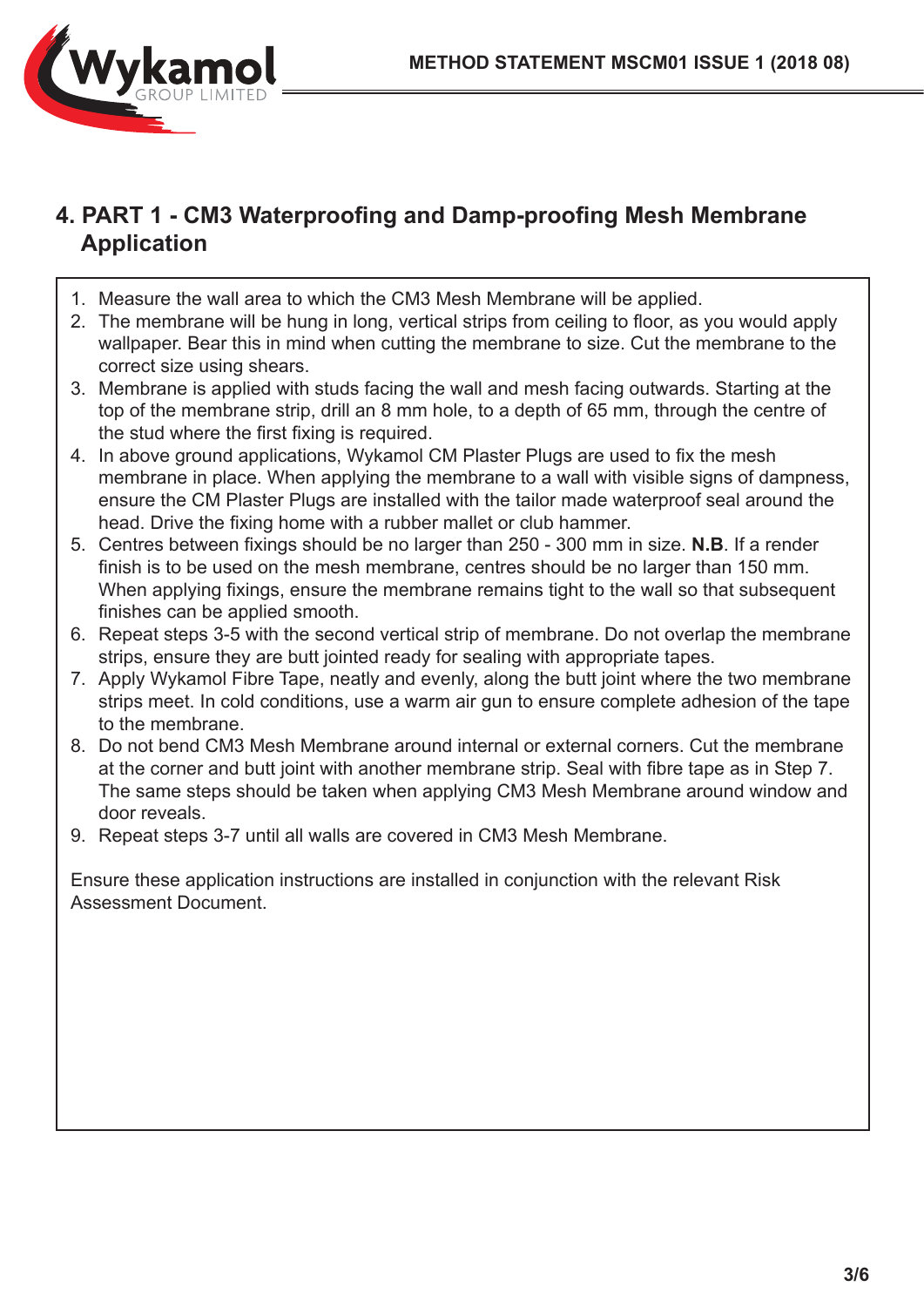## 4. PART 1 - CM3 Waterproofing and Damp-proofing Mesh Membrane Application

1. Measure the wall area to which the CM3 Mesh Membrane will be applied.
2. The membrane will be hung in long, vertical strips from ceiling to floor, as you would apply wallpaper. Bear this in mind when cutting the membrane to size. Cut the membrane to the correct size using shears.
3. Membrane is applied with studs facing the wall and mesh facing outwards. Starting at the top of the membrane strip, drill an 8 mm hole, to a depth of 65 mm, through the centre of the stud where the first fixing is required.
4. In above ground applications, Wykamol CM Plaster Plugs are used to fix the mesh membrane in place. When applying the membrane to a wall with visible signs of dampness, ensure the CM Plaster Plugs are installed with the tailor made waterproof seal around the head. Drive the fixing home with a rubber mallet or club hammer.
5. Centres between fixings should be no larger than 250 - 300 mm in size. **N.B**. If a render finish is to be used on the mesh membrane, centres should be no larger than 150 mm. When applying fixings, ensure the membrane remains tight to the wall so that subsequent finishes can be applied smooth.
6. Repeat steps 3-5 with the second vertical strip of membrane. Do not overlap the membrane strips, ensure they are butt jointed ready for sealing with appropriate tapes.
7. Apply Wykamol Fibre Tape, neatly and evenly, along the butt joint where the two membrane strips meet. In cold conditions, use a warm air gun to ensure complete adhesion of the tape to the membrane.
8. Do not bend CM3 Mesh Membrane around internal or external corners. Cut the membrane at the corner and butt joint with another membrane strip. Seal with fibre tape as in Step 7. The same steps should be taken when applying CM3 Mesh Membrane around window and door reveals.
9. Repeat steps 3-7 until all walls are covered in CM3 Mesh Membrane.

Ensure these application instructions are installed in conjunction with the relevant Risk Assessment Document.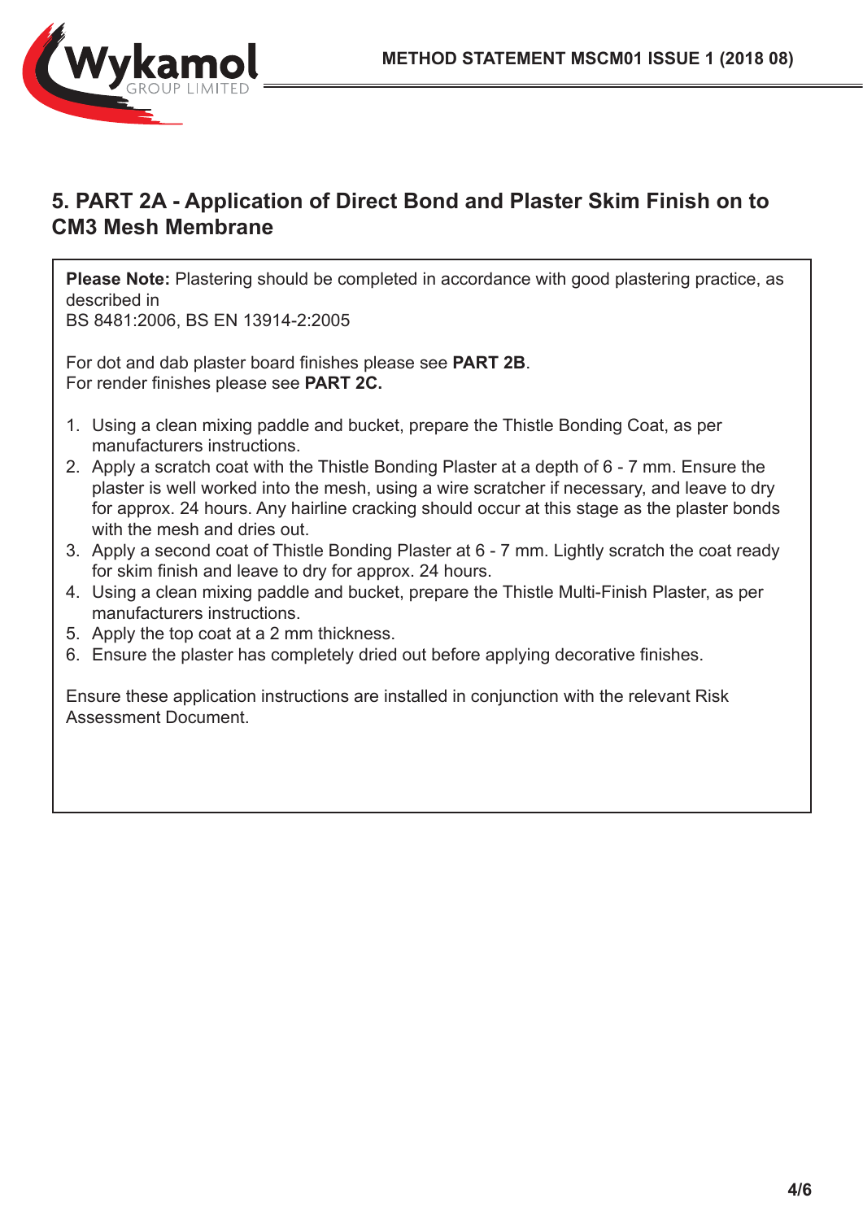## 5. PART 2A - Application of Direct Bond and Plaster Skim Finish on to CM3 Mesh Membrane

**Please Note:** Plastering should be completed in accordance with good plastering practice, as described in
BS 8481:2006, BS EN 13914-2:2005

For dot and dab plaster board finishes please see **PART 2B**.
For render finishes please see **PART 2C.**

1. Using a clean mixing paddle and bucket, prepare the Thistle Bonding Coat, as per manufacturers instructions.
2. Apply a scratch coat with the Thistle Bonding Plaster at a depth of 6 - 7 mm. Ensure the plaster is well worked into the mesh, using a wire scratcher if necessary, and leave to dry for approx. 24 hours. Any hairline cracking should occur at this stage as the plaster bonds with the mesh and dries out.
3. Apply a second coat of Thistle Bonding Plaster at 6 - 7 mm. Lightly scratch the coat ready for skim finish and leave to dry for approx. 24 hours.
4. Using a clean mixing paddle and bucket, prepare the Thistle Multi-Finish Plaster, as per manufacturers instructions.
5. Apply the top coat at a 2 mm thickness.
6. Ensure the plaster has completely dried out before applying decorative finishes.

Ensure these application instructions are installed in conjunction with the relevant Risk Assessment Document.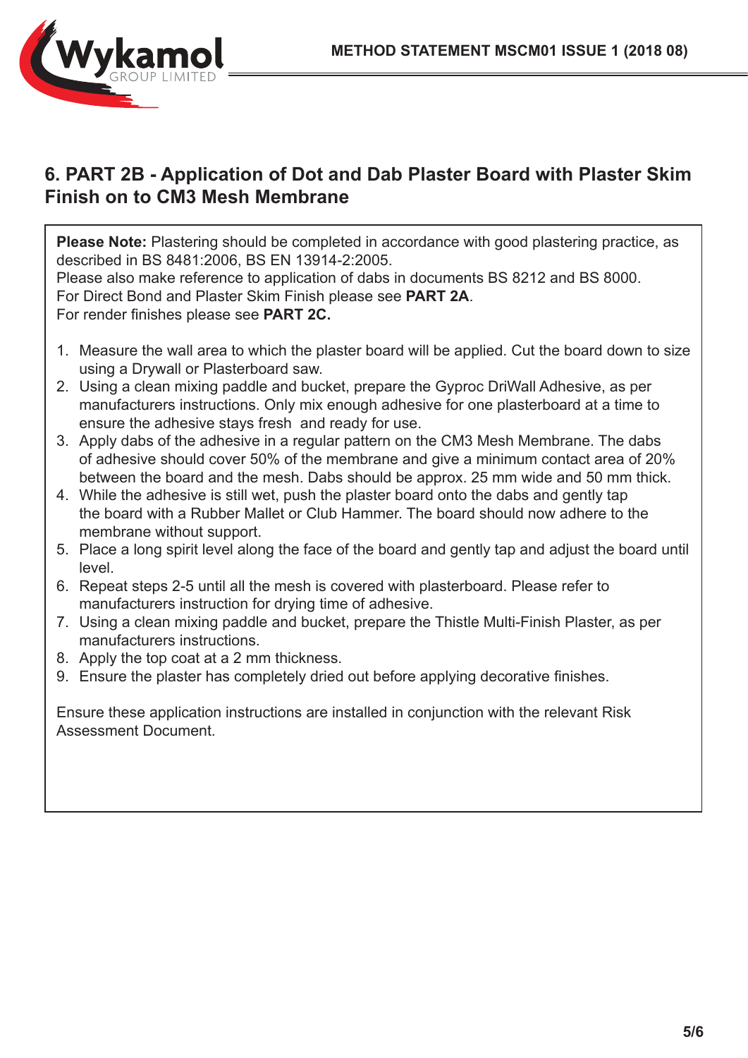## 6. PART 2B - Application of Dot and Dab Plaster Board with Plaster Skim Finish on to CM3 Mesh Membrane

**Please Note:** Plastering should be completed in accordance with good plastering practice, as described in BS 8481:2006, BS EN 13914-2:2005.
Please also make reference to application of dabs in documents BS 8212 and BS 8000.
For Direct Bond and Plaster Skim Finish please see **PART 2A**.
For render finishes please see **PART 2C.**

1. Measure the wall area to which the plaster board will be applied. Cut the board down to size using a Drywall or Plasterboard saw.
2. Using a clean mixing paddle and bucket, prepare the Gyproc DriWall Adhesive, as per manufacturers instructions. Only mix enough adhesive for one plasterboard at a time to ensure the adhesive stays fresh and ready for use.
3. Apply dabs of the adhesive in a regular pattern on the CM3 Mesh Membrane. The dabs of adhesive should cover 50% of the membrane and give a minimum contact area of 20% between the board and the mesh. Dabs should be approx. 25 mm wide and 50 mm thick.
4. While the adhesive is still wet, push the plaster board onto the dabs and gently tap the board with a Rubber Mallet or Club Hammer. The board should now adhere to the membrane without support.
5. Place a long spirit level along the face of the board and gently tap and adjust the board until level.
6. Repeat steps 2-5 until all the mesh is covered with plasterboard. Please refer to manufacturers instruction for drying time of adhesive.
7. Using a clean mixing paddle and bucket, prepare the Thistle Multi-Finish Plaster, as per manufacturers instructions.
8. Apply the top coat at a 2 mm thickness.
9. Ensure the plaster has completely dried out before applying decorative finishes.

Ensure these application instructions are installed in conjunction with the relevant Risk Assessment Document.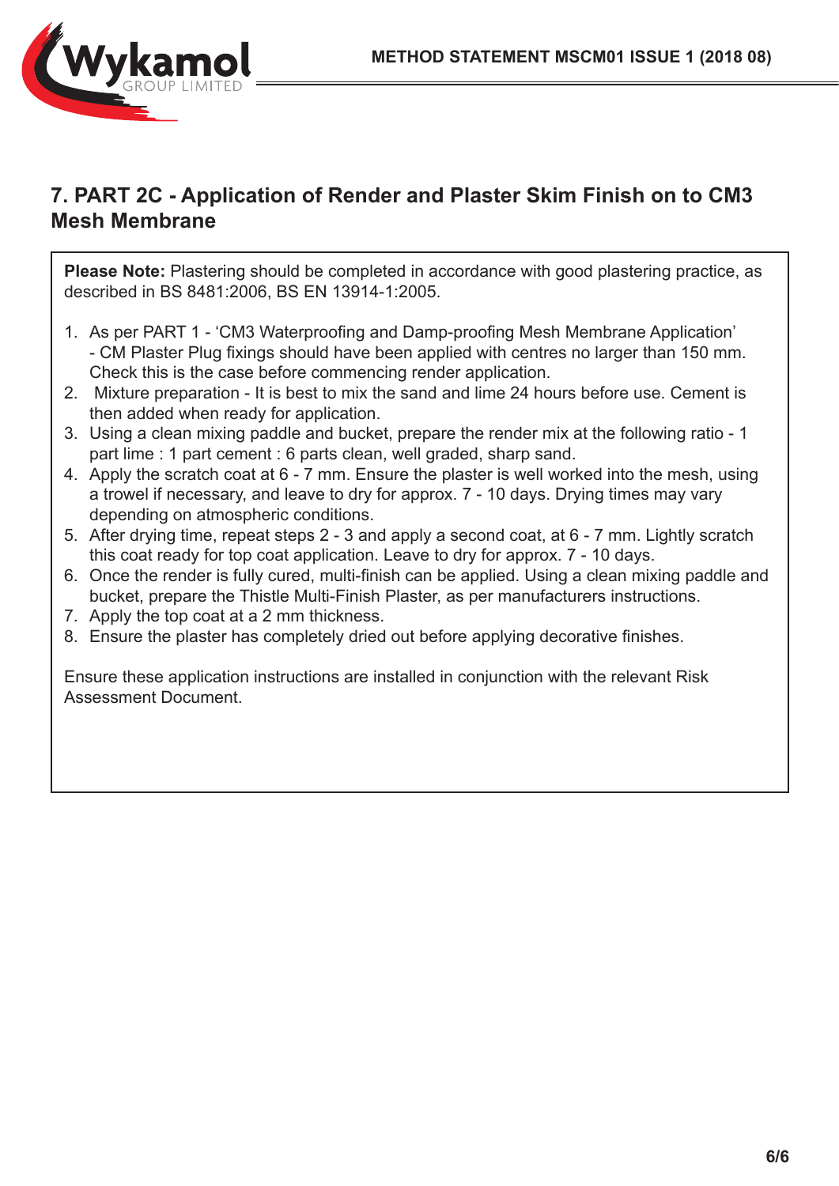## 7. PART 2C - Application of Render and Plaster Skim Finish on to CM3 Mesh Membrane

**Please Note:** Plastering should be completed in accordance with good plastering practice, as described in BS 8481:2006, BS EN 13914-1:2005.

1. As per PART 1 - 'CM3 Waterproofing and Damp-proofing Mesh Membrane Application' - CM Plaster Plug fixings should have been applied with centres no larger than 150 mm. Check this is the case before commencing render application.
2. Mixture preparation - It is best to mix the sand and lime 24 hours before use. Cement is then added when ready for application.
3. Using a clean mixing paddle and bucket, prepare the render mix at the following ratio - 1 part lime : 1 part cement : 6 parts clean, well graded, sharp sand.
4. Apply the scratch coat at 6 - 7 mm. Ensure the plaster is well worked into the mesh, using a trowel if necessary, and leave to dry for approx. 7 - 10 days. Drying times may vary depending on atmospheric conditions.
5. After drying time, repeat steps 2 - 3 and apply a second coat, at 6 - 7 mm. Lightly scratch this coat ready for top coat application. Leave to dry for approx. 7 - 10 days.
6. Once the render is fully cured, multi-finish can be applied. Using a clean mixing paddle and bucket, prepare the Thistle Multi-Finish Plaster, as per manufacturers instructions.
7. Apply the top coat at a 2 mm thickness.
8. Ensure the plaster has completely dried out before applying decorative finishes.

Ensure these application instructions are installed in conjunction with the relevant Risk Assessment Document.